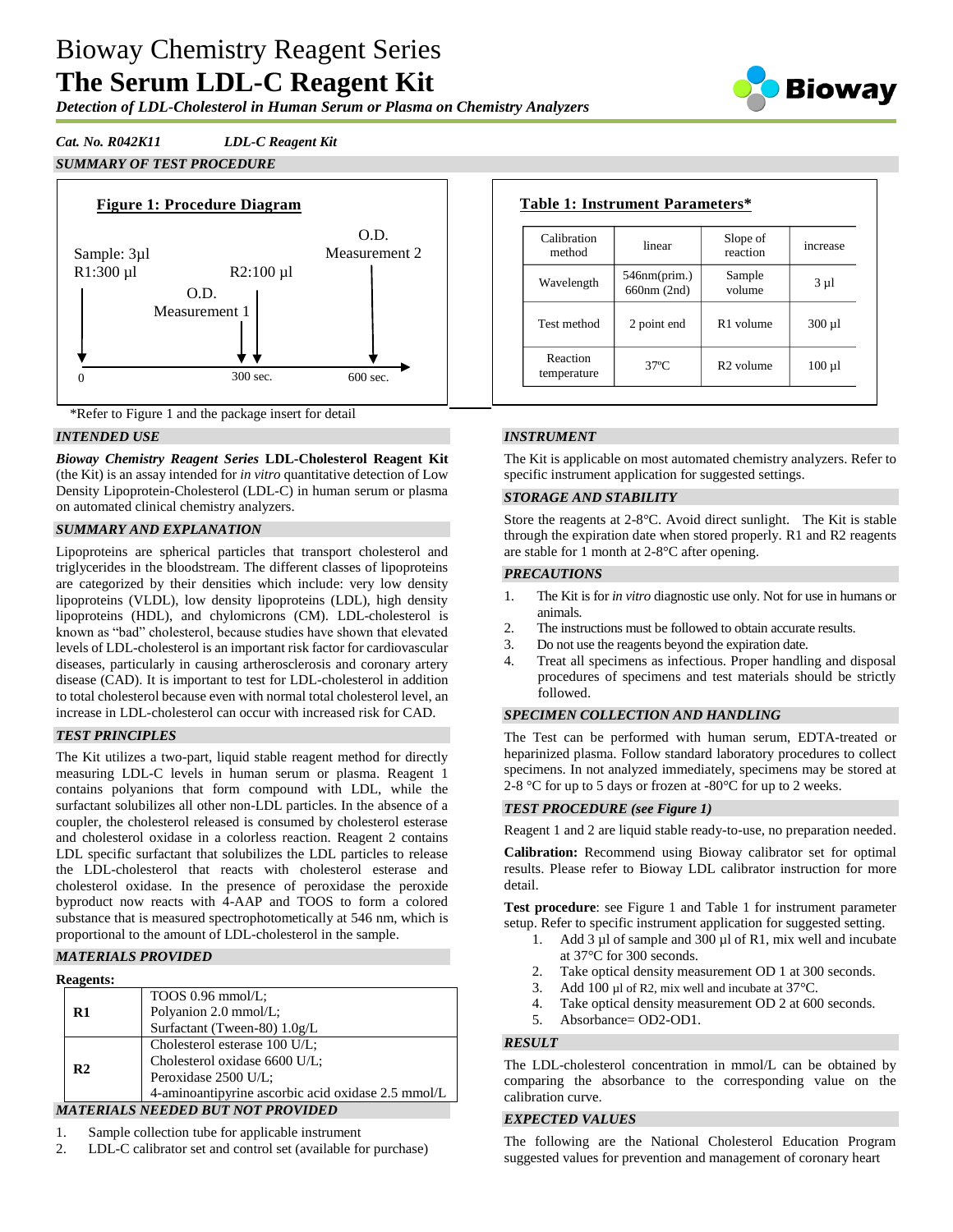# Bioway Chemistry Reagent Series
# The Serum LDL-C Reagent Kit

***Detection of LDL-Cholesterol in Human Serum or Plasma on Chemistry Analyzers***

*Cat. No. R042K11* *LDL-C Reagent Kit*

## *SUMMARY OF TEST PROCEDURE*

**Figure 1: Procedure Diagram**

Sample: 3µl
R1:300 µl — at 0
O.D. Measurement 1 — at 300 sec.
R2:100 µl — at 300 sec.
O.D. Measurement 2 — at 600 sec.

*Refer to Figure 1 and the package insert for detail

**Table 1: Instrument Parameters***

| Calibration method | linear | Slope of reaction | increase |
|---|---|---|---|
| Wavelength | 546nm(prim.) 660nm (2nd) | Sample volume | 3 µl |
| Test method | 2 point end | R1 volume | 300 µl |
| Reaction temperature | 37ºC | R2 volume | 100 µl |

## *INTENDED USE*

***Bioway Chemistry Reagent Series*** **LDL-Cholesterol Reagent Kit** (the Kit) is an assay intended for *in vitro* quantitative detection of Low Density Lipoprotein-Cholesterol (LDL-C) in human serum or plasma on automated clinical chemistry analyzers.

## *SUMMARY AND EXPLANATION*

Lipoproteins are spherical particles that transport cholesterol and triglycerides in the bloodstream. The different classes of lipoproteins are categorized by their densities which include: very low density lipoproteins (VLDL), low density lipoproteins (LDL), high density lipoproteins (HDL), and chylomicrons (CM). LDL-cholesterol is known as "bad" cholesterol, because studies have shown that elevated levels of LDL-cholesterol is an important risk factor for cardiovascular diseases, particularly in causing artherosclerosis and coronary artery disease (CAD). It is important to test for LDL-cholesterol in addition to total cholesterol because even with normal total cholesterol level, an increase in LDL-cholesterol can occur with increased risk for CAD.

## *TEST PRINCIPLES*

The Kit utilizes a two-part, liquid stable reagent method for directly measuring LDL-C levels in human serum or plasma. Reagent 1 contains polyanions that form compound with LDL, while the surfactant solubilizes all other non-LDL particles. In the absence of a coupler, the cholesterol released is consumed by cholesterol esterase and cholesterol oxidase in a colorless reaction. Reagent 2 contains LDL specific surfactant that solubilizes the LDL particles to release the LDL-cholesterol that reacts with cholesterol esterase and cholesterol oxidase. In the presence of peroxidase the peroxide byproduct now reacts with 4-AAP and TOOS to form a colored substance that is measured spectrophotometically at 546 nm, which is proportional to the amount of LDL-cholesterol in the sample.

## *MATERIALS PROVIDED*

**Reagents:**

| | |
|---|---|
| **R1** | TOOS 0.96 mmol/L; Polyanion 2.0 mmol/L; Surfactant (Tween-80) 1.0g/L |
| **R2** | Cholesterol esterase 100 U/L; Cholesterol oxidase 6600 U/L; Peroxidase 2500 U/L; 4-aminoantipyrine ascorbic acid oxidase 2.5 mmol/L |

## *MATERIALS NEEDED BUT NOT PROVIDED*

1. Sample collection tube for applicable instrument
2. LDL-C calibrator set and control set (available for purchase)

## *INSTRUMENT*

The Kit is applicable on most automated chemistry analyzers. Refer to specific instrument application for suggested settings.

## *STORAGE AND STABILITY*

Store the reagents at 2-8°C. Avoid direct sunlight. The Kit is stable through the expiration date when stored properly. R1 and R2 reagents are stable for 1 month at 2-8°C after opening.

## *PRECAUTIONS*

1. The Kit is for *in vitro* diagnostic use only. Not for use in humans or animals.
2. The instructions must be followed to obtain accurate results.
3. Do not use the reagents beyond the expiration date.
4. Treat all specimens as infectious. Proper handling and disposal procedures of specimens and test materials should be strictly followed.

## *SPECIMEN COLLECTION AND HANDLING*

The Test can be performed with human serum, EDTA-treated or heparinized plasma. Follow standard laboratory procedures to collect specimens. In not analyzed immediately, specimens may be stored at 2-8 °C for up to 5 days or frozen at -80°C for up to 2 weeks.

## *TEST PROCEDURE (see Figure 1)*

Reagent 1 and 2 are liquid stable ready-to-use, no preparation needed.

**Calibration:** Recommend using Bioway calibrator set for optimal results. Please refer to Bioway LDL calibrator instruction for more detail.

**Test procedure**: see Figure 1 and Table 1 for instrument parameter setup. Refer to specific instrument application for suggested setting.

1. Add 3 µl of sample and 300 µl of R1, mix well and incubate at 37°C for 300 seconds.
2. Take optical density measurement OD 1 at 300 seconds.
3. Add 100 µl of R2, mix well and incubate at 37°C.
4. Take optical density measurement OD 2 at 600 seconds.
5. Absorbance= OD2-OD1.

## *RESULT*

The LDL-cholesterol concentration in mmol/L can be obtained by comparing the absorbance to the corresponding value on the calibration curve.

## *EXPECTED VALUES*

The following are the National Cholesterol Education Program suggested values for prevention and management of coronary heart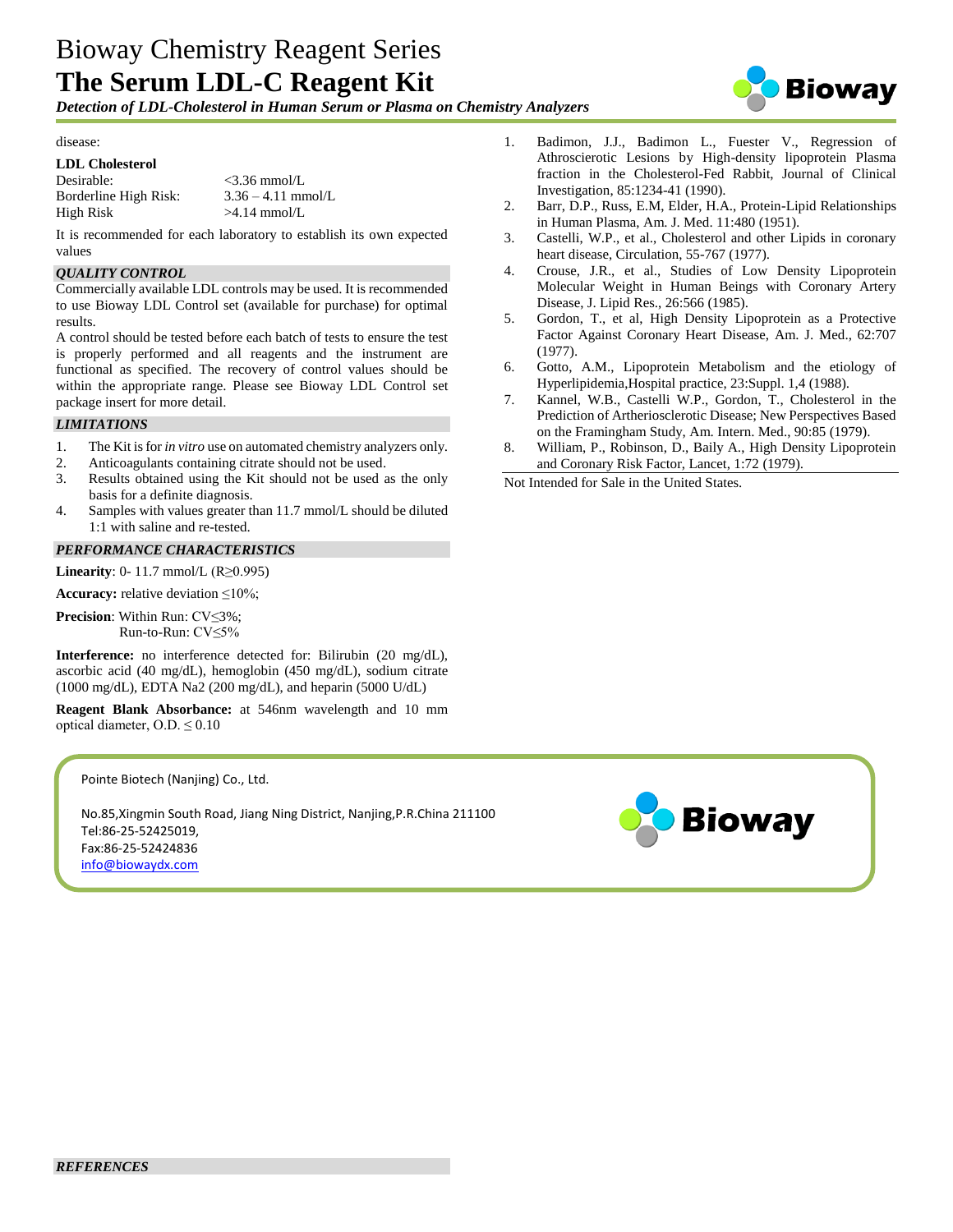disease:

**LDL Cholesterol**

| | |
|---|---|
| Desirable: | <3.36 mmol/L |
| Borderline High Risk: | 3.36 – 4.11 mmol/L |
| High Risk | >4.14 mmol/L |

It is recommended for each laboratory to establish its own expected values

### *QUALITY CONTROL*

Commercially available LDL controls may be used. It is recommended to use Bioway LDL Control set (available for purchase) for optimal results.

A control should be tested before each batch of tests to ensure the test is properly performed and all reagents and the instrument are functional as specified. The recovery of control values should be within the appropriate range. Please see Bioway LDL Control set package insert for more detail.

### *LIMITATIONS*

1. The Kit is for *in vitro* use on automated chemistry analyzers only.
2. Anticoagulants containing citrate should not be used.
3. Results obtained using the Kit should not be used as the only basis for a definite diagnosis.
4. Samples with values greater than 11.7 mmol/L should be diluted 1:1 with saline and re-tested.

### *PERFORMANCE CHARACTERISTICS*

**Linearity**: 0- 11.7 mmol/L ($R \geq 0.995$)

**Accuracy:** relative deviation ≤10%;

**Precision**: Within Run: CV≤3%;
Run-to-Run: CV≤5%

**Interference:** no interference detected for: Bilirubin (20 mg/dL), ascorbic acid (40 mg/dL), hemoglobin (450 mg/dL), sodium citrate (1000 mg/dL), EDTA Na2 (200 mg/dL), and heparin (5000 U/dL)

**Reagent Blank Absorbance:** at 546nm wavelength and 10 mm optical diameter, O.D. ≤ 0.10

### *REFERENCES*

1. Badimon, J.J., Badimon L., Fuester V., Regression of Athroscierotic Lesions by High-density lipoprotein Plasma fraction in the Cholesterol-Fed Rabbit, Journal of Clinical Investigation, 85:1234-41 (1990).
2. Barr, D.P., Russ, E.M, Elder, H.A., Protein-Lipid Relationships in Human Plasma, Am. J. Med. 11:480 (1951).
3. Castelli, W.P., et al., Cholesterol and other Lipids in coronary heart disease, Circulation, 55-767 (1977).
4. Crouse, J.R., et al., Studies of Low Density Lipoprotein Molecular Weight in Human Beings with Coronary Artery Disease, J. Lipid Res., 26:566 (1985).
5. Gordon, T., et al, High Density Lipoprotein as a Protective Factor Against Coronary Heart Disease, Am. J. Med., 62:707 (1977).
6. Gotto, A.M., Lipoprotein Metabolism and the etiology of Hyperlipidemia,Hospital practice, 23:Suppl. 1,4 (1988).
7. Kannel, W.B., Castelli W.P., Gordon, T., Cholesterol in the Prediction of Artheriosclerotic Disease; New Perspectives Based on the Framingham Study, Am. Intern. Med., 90:85 (1979).
8. William, P., Robinson, D., Baily A., High Density Lipoprotein and Coronary Risk Factor, Lancet, 1:72 (1979).

Not Intended for Sale in the United States.

Pointe Biotech (Nanjing) Co., Ltd.

No.85,Xingmin South Road, Jiang Ning District, Nanjing,P.R.China 211100
Tel:86-25-52425019,
Fax:86-25-52424836
info@biowaydx.com